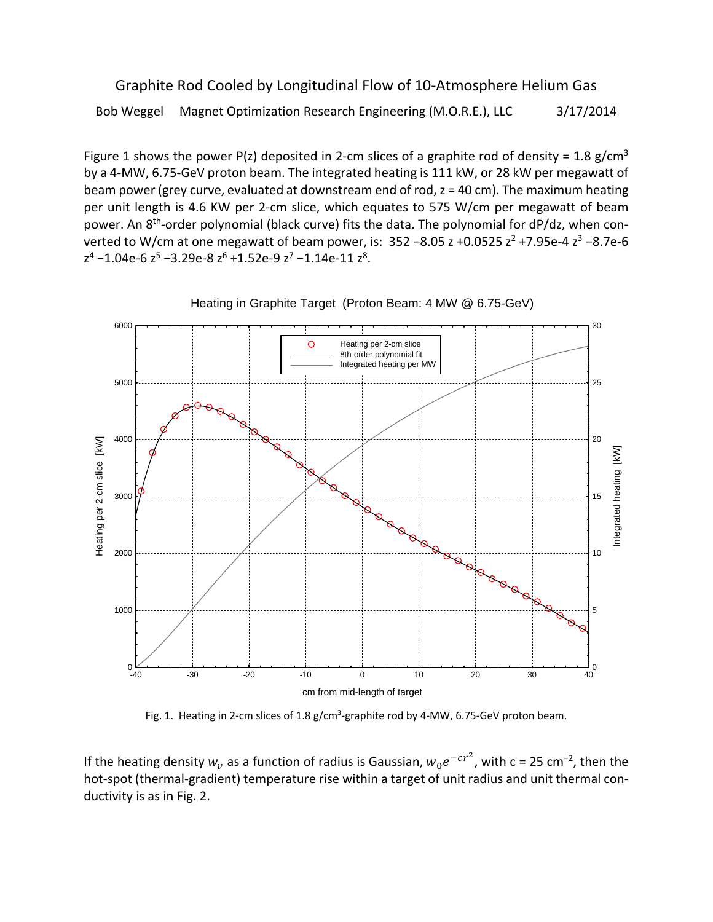# Graphite Rod Cooled by Longitudinal Flow of 10-Atmosphere Helium Gas

Bob Weggel  Magnet Optimization Research Engineering (M.O.R.E.), LLC  3/17/2014

Figure 1 shows the power P(z) deposited in 2-cm slices of a graphite rod of density = 1.8 g/cm$^3$ by a 4-MW, 6.75-GeV proton beam. The integrated heating is 111 kW, or 28 kW per megawatt of beam power (grey curve, evaluated at downstream end of rod, z = 40 cm). The maximum heating per unit length is 4.6 KW per 2-cm slice, which equates to 575 W/cm per megawatt of beam power. An 8$^{th}$-order polynomial (black curve) fits the data. The polynomial for dP/dz, when converted to W/cm at one megawatt of beam power, is: 352 −8.05 z +0.0525 z$^2$ +7.95e-4 z$^3$ −8.7e-6 z$^4$ −1.04e-6 z$^5$ −3.29e-8 z$^6$ +1.52e-9 z$^7$ −1.14e-11 z$^8$.

Fig. 1. Heating in 2-cm slices of 1.8 g/cm$^3$-graphite rod by 4-MW, 6.75-GeV proton beam.

If the heating density $w_v$ as a function of radius is Gaussian, $w_0 e^{-cr^2}$, with c = 25 cm$^{-2}$, then the hot-spot (thermal-gradient) temperature rise within a target of unit radius and unit thermal conductivity is as in Fig. 2.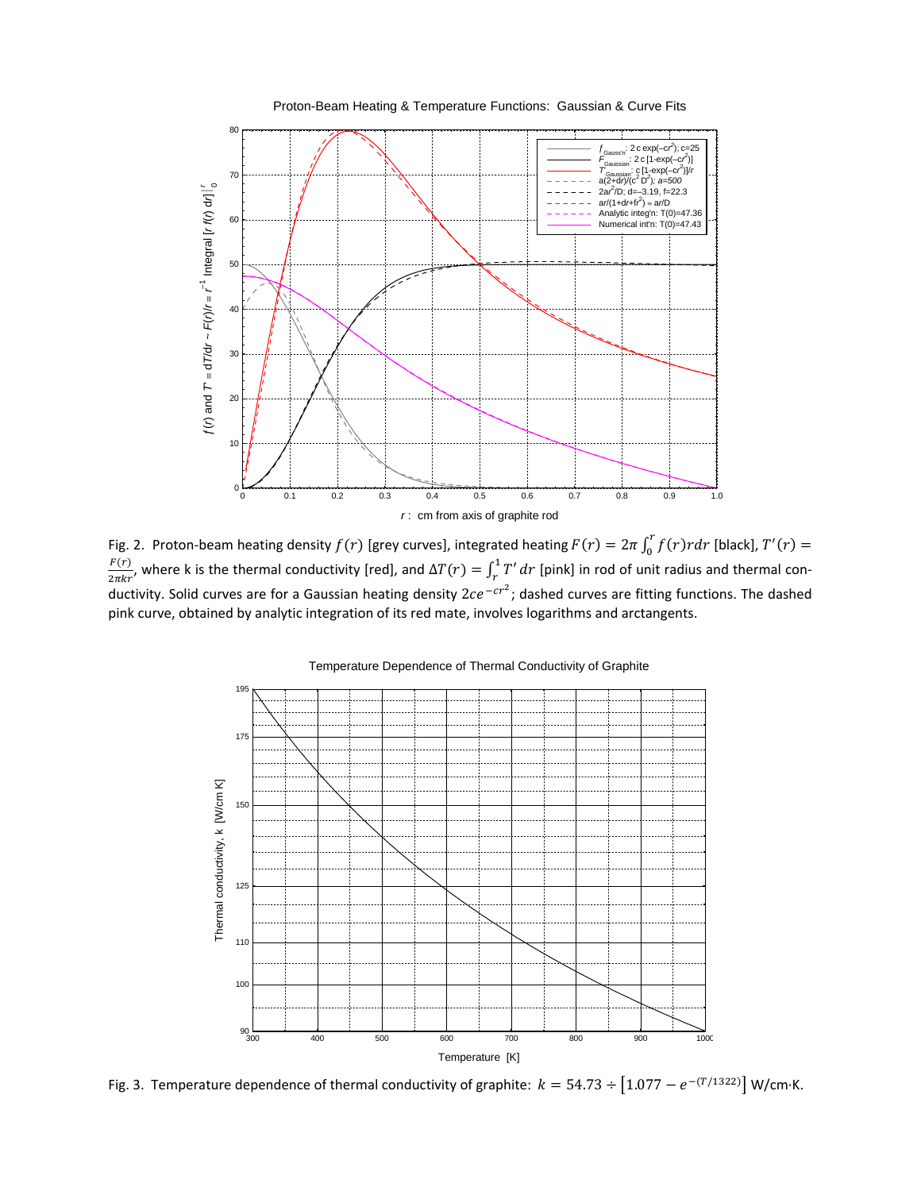Fig. 2. Proton-beam heating density $f(r)$ [grey curves], integrated heating $F(r) = 2\pi \int_0^r f(r) r dr$ [black], $T'(r) = \frac{F(r)}{2\pi k r}$, where k is the thermal conductivity [red], and $\Delta T(r) = \int_r^1 T' \, dr$ [pink] in rod of unit radius and thermal conductivity. Solid curves are for a Gaussian heating density $2ce^{-cr^2}$; dashed curves are fitting functions. The dashed pink curve, obtained by analytic integration of its red mate, involves logarithms and arctangents.

Fig. 3. Temperature dependence of thermal conductivity of graphite: $k = 54.73 \div \left[1.077 - e^{-(T/1322)}\right]$ W/cm·K.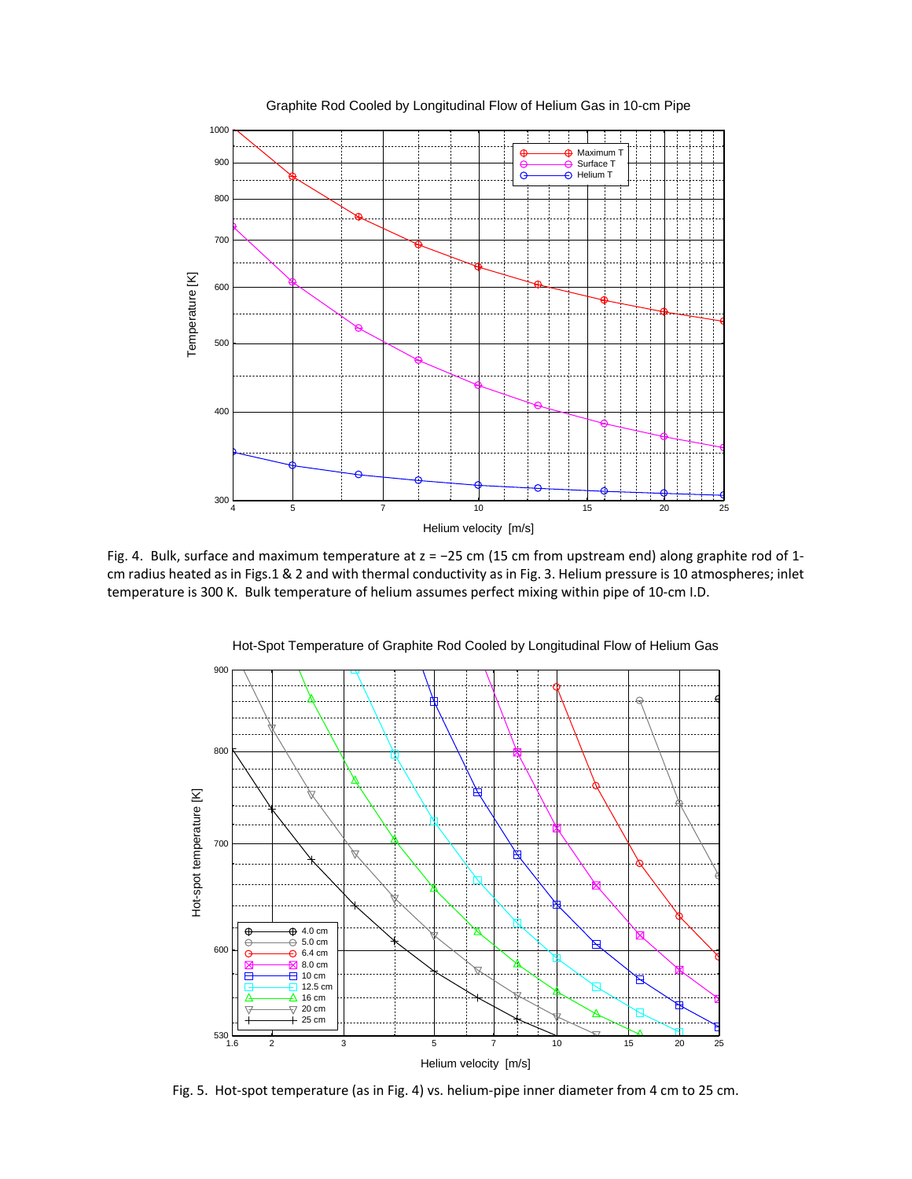Graphite Rod Cooled by Longitudinal Flow of Helium Gas in 10-cm Pipe

Temperature [K]

1000
900
800
700
600
500
400
300

Maximum T
Surface T
Helium T

4
5
7
10
15
20
25

Helium velocity [m/s]

Fig. 4. Bulk, surface and maximum temperature at z = −25 cm (15 cm from upstream end) along graphite rod of 1-cm radius heated as in Figs.1 & 2 and with thermal conductivity as in Fig. 3. Helium pressure is 10 atmospheres; inlet temperature is 300 K. Bulk temperature of helium assumes perfect mixing within pipe of 10-cm I.D.

Hot-Spot Temperature of Graphite Rod Cooled by Longitudinal Flow of Helium Gas

Hot-spot temperature [K]

900
800
700
600
530

4.0 cm
5.0 cm
6.4 cm
8.0 cm
10 cm
12.5 cm
16 cm
20 cm
25 cm

1.6
2
3
5
7
10
15
20
25

Helium velocity [m/s]

Fig. 5. Hot-spot temperature (as in Fig. 4) vs. helium-pipe inner diameter from 4 cm to 25 cm.